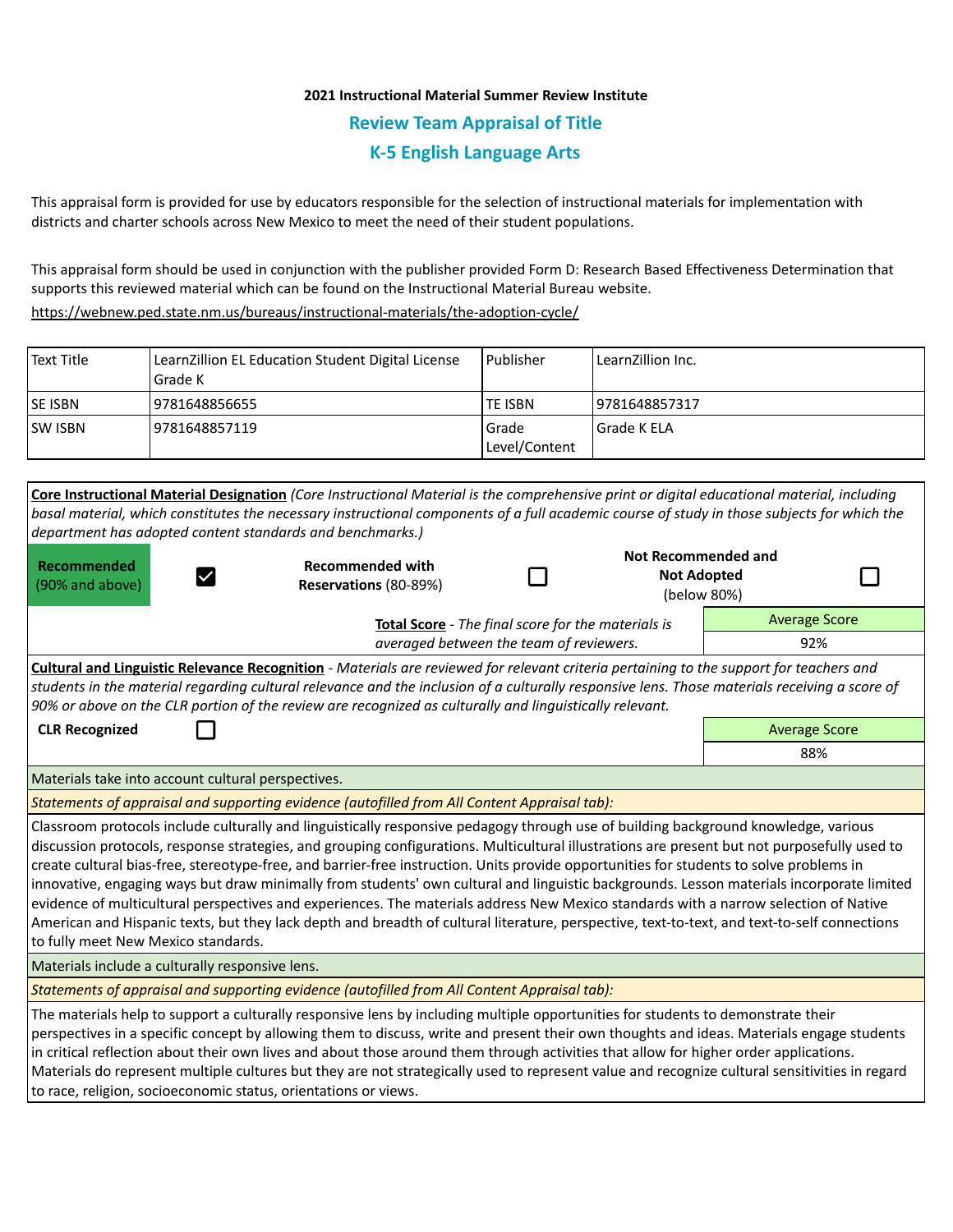**2021 Instructional Material Summer Review Institute**

## Review Team Appraisal of Title

## K-5 English Language Arts

This appraisal form is provided for use by educators responsible for the selection of instructional materials for implementation with districts and charter schools across New Mexico to meet the need of their student populations.

This appraisal form should be used in conjunction with the publisher provided Form D: Research Based Effectiveness Determination that supports this reviewed material which can be found on the Instructional Material Bureau website.

https://webnew.ped.state.nm.us/bureaus/instructional-materials/the-adoption-cycle/

| Text Title | LearnZillion EL Education Student Digital License Grade K | Publisher | LearnZillion Inc. |
|---|---|---|---|
| SE ISBN | 9781648856655 | TE ISBN | 9781648857317 |
| SW ISBN | 9781648857119 | Grade Level/Content | Grade K ELA |

**Core Instructional Material Designation** *(Core Instructional Material is the comprehensive print or digital educational material, including basal material, which constitutes the necessary instructional components of a full academic course of study in those subjects for which the department has adopted content standards and benchmarks.)*

| **Recommended** (90% and above) | ☑ | **Recommended with Reservations** (80-89%) | ☐ | **Not Recommended and Not Adopted** (below 80%) | ☐ |
|---|---|---|---|---|---|

**Total Score** - *The final score for the materials is averaged between the team of reviewers.*

| Average Score |
|---|
| 92% |

**Cultural and Linguistic Relevance Recognition** - *Materials are reviewed for relevant criteria pertaining to the support for teachers and students in the material regarding cultural relevance and the inclusion of a culturally responsive lens. Those materials receiving a score of 90% or above on the CLR portion of the review are recognized as culturally and linguistically relevant.*

**CLR Recognized** ☐

| Average Score |
|---|
| 88% |

Materials take into account cultural perspectives.

*Statements of appraisal and supporting evidence (autofilled from All Content Appraisal tab):*

Classroom protocols include culturally and linguistically responsive pedagogy through use of building background knowledge, various discussion protocols, response strategies, and grouping configurations. Multicultural illustrations are present but not purposefully used to create cultural bias-free, stereotype-free, and barrier-free instruction. Units provide opportunities for students to solve problems in innovative, engaging ways but draw minimally from students' own cultural and linguistic backgrounds. Lesson materials incorporate limited evidence of multicultural perspectives and experiences. The materials address New Mexico standards with a narrow selection of Native American and Hispanic texts, but they lack depth and breadth of cultural literature, perspective, text-to-text, and text-to-self connections to fully meet New Mexico standards.

Materials include a culturally responsive lens.

*Statements of appraisal and supporting evidence (autofilled from All Content Appraisal tab):*

The materials help to support a culturally responsive lens by including multiple opportunities for students to demonstrate their perspectives in a specific concept by allowing them to discuss, write and present their own thoughts and ideas. Materials engage students in critical reflection about their own lives and about those around them through activities that allow for higher order applications. Materials do represent multiple cultures but they are not strategically used to represent value and recognize cultural sensitivities in regard to race, religion, socioeconomic status, orientations or views.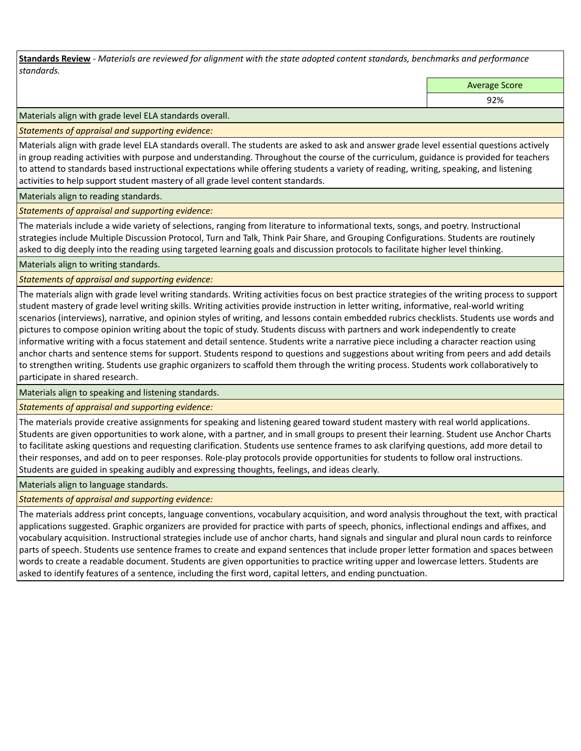**Standards Review** - *Materials are reviewed for alignment with the state adopted content standards, benchmarks and performance standards.*

| | Average Score |
|---|---|
| | 92% |

Materials align with grade level ELA standards overall.

*Statements of appraisal and supporting evidence:*

Materials align with grade level ELA standards overall. The students are asked to ask and answer grade level essential questions actively in group reading activities with purpose and understanding. Throughout the course of the curriculum, guidance is provided for teachers to attend to standards based instructional expectations while offering students a variety of reading, writing, speaking, and listening activities to help support student mastery of all grade level content standards.

Materials align to reading standards.

*Statements of appraisal and supporting evidence:*

The materials include a wide variety of selections, ranging from literature to informational texts, songs, and poetry. Instructional strategies include Multiple Discussion Protocol, Turn and Talk, Think Pair Share, and Grouping Configurations. Students are routinely asked to dig deeply into the reading using targeted learning goals and discussion protocols to facilitate higher level thinking.

Materials align to writing standards.

*Statements of appraisal and supporting evidence:*

The materials align with grade level writing standards. Writing activities focus on best practice strategies of the writing process to support student mastery of grade level writing skills. Writing activities provide instruction in letter writing, informative, real-world writing scenarios (interviews), narrative, and opinion styles of writing, and lessons contain embedded rubrics checklists. Students use words and pictures to compose opinion writing about the topic of study. Students discuss with partners and work independently to create informative writing with a focus statement and detail sentence. Students write a narrative piece including a character reaction using anchor charts and sentence stems for support. Students respond to questions and suggestions about writing from peers and add details to strengthen writing. Students use graphic organizers to scaffold them through the writing process. Students work collaboratively to participate in shared research.

Materials align to speaking and listening standards.

*Statements of appraisal and supporting evidence:*

The materials provide creative assignments for speaking and listening geared toward student mastery with real world applications. Students are given opportunities to work alone, with a partner, and in small groups to present their learning. Student use Anchor Charts to facilitate asking questions and requesting clarification. Students use sentence frames to ask clarifying questions, add more detail to their responses, and add on to peer responses. Role-play protocols provide opportunities for students to follow oral instructions. Students are guided in speaking audibly and expressing thoughts, feelings, and ideas clearly.

Materials align to language standards.

*Statements of appraisal and supporting evidence:*

The materials address print concepts, language conventions, vocabulary acquisition, and word analysis throughout the text, with practical applications suggested. Graphic organizers are provided for practice with parts of speech, phonics, inflectional endings and affixes, and vocabulary acquisition. Instructional strategies include use of anchor charts, hand signals and singular and plural noun cards to reinforce parts of speech. Students use sentence frames to create and expand sentences that include proper letter formation and spaces between words to create a readable document. Students are given opportunities to practice writing upper and lowercase letters. Students are asked to identify features of a sentence, including the first word, capital letters, and ending punctuation.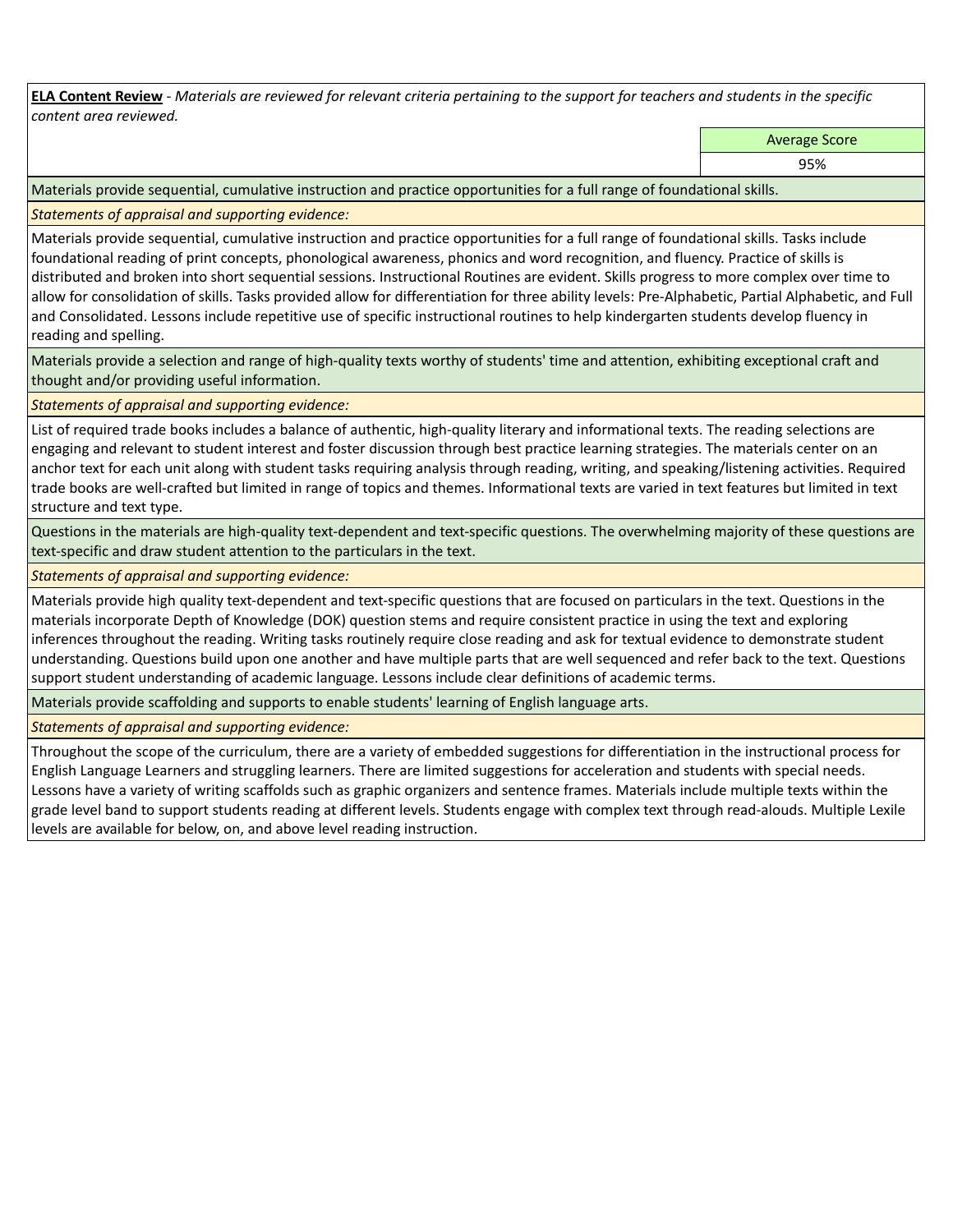**ELA Content Review** - *Materials are reviewed for relevant criteria pertaining to the support for teachers and students in the specific content area reviewed.*

| Average Score |
|---|
| 95% |

Materials provide sequential, cumulative instruction and practice opportunities for a full range of foundational skills.

*Statements of appraisal and supporting evidence:*

Materials provide sequential, cumulative instruction and practice opportunities for a full range of foundational skills. Tasks include foundational reading of print concepts, phonological awareness, phonics and word recognition, and fluency. Practice of skills is distributed and broken into short sequential sessions. Instructional Routines are evident. Skills progress to more complex over time to allow for consolidation of skills. Tasks provided allow for differentiation for three ability levels: Pre-Alphabetic, Partial Alphabetic, and Full and Consolidated. Lessons include repetitive use of specific instructional routines to help kindergarten students develop fluency in reading and spelling.

Materials provide a selection and range of high-quality texts worthy of students' time and attention, exhibiting exceptional craft and thought and/or providing useful information.

*Statements of appraisal and supporting evidence:*

List of required trade books includes a balance of authentic, high-quality literary and informational texts. The reading selections are engaging and relevant to student interest and foster discussion through best practice learning strategies. The materials center on an anchor text for each unit along with student tasks requiring analysis through reading, writing, and speaking/listening activities. Required trade books are well-crafted but limited in range of topics and themes. Informational texts are varied in text features but limited in text structure and text type.

Questions in the materials are high-quality text-dependent and text-specific questions. The overwhelming majority of these questions are text-specific and draw student attention to the particulars in the text.

*Statements of appraisal and supporting evidence:*

Materials provide high quality text-dependent and text-specific questions that are focused on particulars in the text. Questions in the materials incorporate Depth of Knowledge (DOK) question stems and require consistent practice in using the text and exploring inferences throughout the reading. Writing tasks routinely require close reading and ask for textual evidence to demonstrate student understanding. Questions build upon one another and have multiple parts that are well sequenced and refer back to the text. Questions support student understanding of academic language. Lessons include clear definitions of academic terms.

Materials provide scaffolding and supports to enable students' learning of English language arts.

*Statements of appraisal and supporting evidence:*

Throughout the scope of the curriculum, there are a variety of embedded suggestions for differentiation in the instructional process for English Language Learners and struggling learners. There are limited suggestions for acceleration and students with special needs. Lessons have a variety of writing scaffolds such as graphic organizers and sentence frames. Materials include multiple texts within the grade level band to support students reading at different levels. Students engage with complex text through read-alouds. Multiple Lexile levels are available for below, on, and above level reading instruction.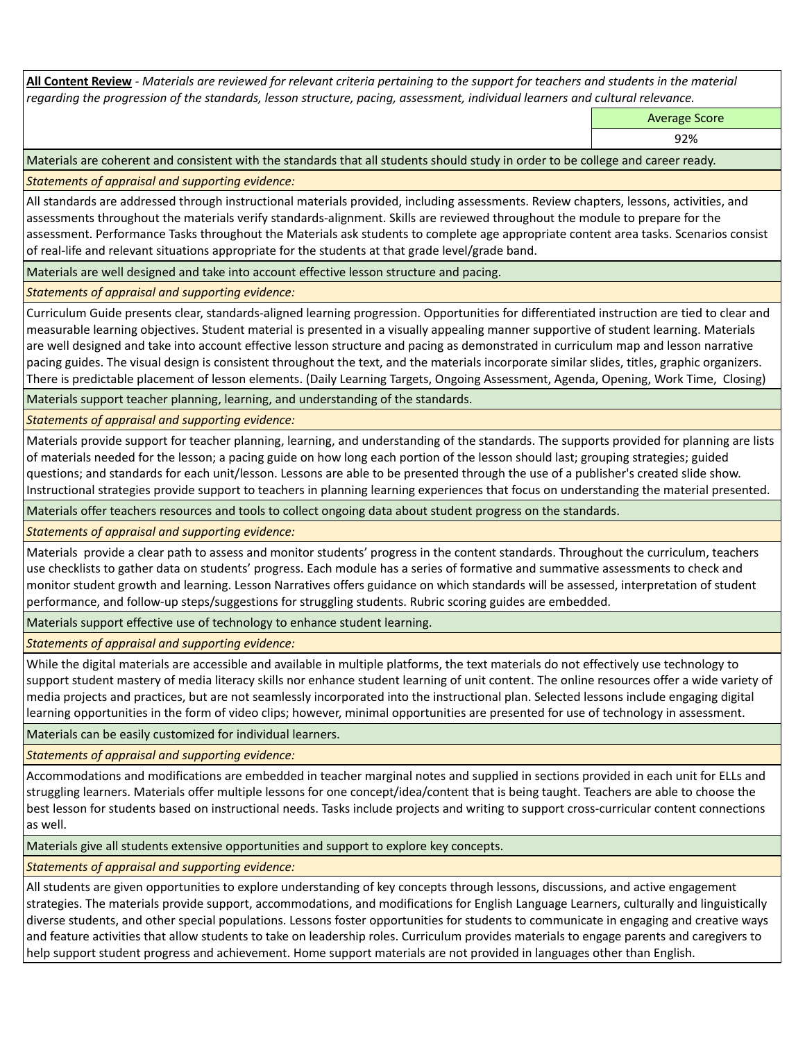**All Content Review** - *Materials are reviewed for relevant criteria pertaining to the support for teachers and students in the material regarding the progression of the standards, lesson structure, pacing, assessment, individual learners and cultural relevance.*

| | Average Score |
|---|---|
| | 92% |

Materials are coherent and consistent with the standards that all students should study in order to be college and career ready.

*Statements of appraisal and supporting evidence:*

All standards are addressed through instructional materials provided, including assessments. Review chapters, lessons, activities, and assessments throughout the materials verify standards-alignment. Skills are reviewed throughout the module to prepare for the assessment. Performance Tasks throughout the Materials ask students to complete age appropriate content area tasks. Scenarios consist of real-life and relevant situations appropriate for the students at that grade level/grade band.

Materials are well designed and take into account effective lesson structure and pacing.

*Statements of appraisal and supporting evidence:*

Curriculum Guide presents clear, standards-aligned learning progression. Opportunities for differentiated instruction are tied to clear and measurable learning objectives. Student material is presented in a visually appealing manner supportive of student learning. Materials are well designed and take into account effective lesson structure and pacing as demonstrated in curriculum map and lesson narrative pacing guides. The visual design is consistent throughout the text, and the materials incorporate similar slides, titles, graphic organizers. There is predictable placement of lesson elements. (Daily Learning Targets, Ongoing Assessment, Agenda, Opening, Work Time, Closing)

Materials support teacher planning, learning, and understanding of the standards.

*Statements of appraisal and supporting evidence:*

Materials provide support for teacher planning, learning, and understanding of the standards. The supports provided for planning are lists of materials needed for the lesson; a pacing guide on how long each portion of the lesson should last; grouping strategies; guided questions; and standards for each unit/lesson. Lessons are able to be presented through the use of a publisher's created slide show. Instructional strategies provide support to teachers in planning learning experiences that focus on understanding the material presented.

Materials offer teachers resources and tools to collect ongoing data about student progress on the standards.

*Statements of appraisal and supporting evidence:*

Materials provide a clear path to assess and monitor students' progress in the content standards. Throughout the curriculum, teachers use checklists to gather data on students' progress. Each module has a series of formative and summative assessments to check and monitor student growth and learning. Lesson Narratives offers guidance on which standards will be assessed, interpretation of student performance, and follow-up steps/suggestions for struggling students. Rubric scoring guides are embedded.

Materials support effective use of technology to enhance student learning.

*Statements of appraisal and supporting evidence:*

While the digital materials are accessible and available in multiple platforms, the text materials do not effectively use technology to support student mastery of media literacy skills nor enhance student learning of unit content. The online resources offer a wide variety of media projects and practices, but are not seamlessly incorporated into the instructional plan. Selected lessons include engaging digital learning opportunities in the form of video clips; however, minimal opportunities are presented for use of technology in assessment.

Materials can be easily customized for individual learners.

*Statements of appraisal and supporting evidence:*

Accommodations and modifications are embedded in teacher marginal notes and supplied in sections provided in each unit for ELLs and struggling learners. Materials offer multiple lessons for one concept/idea/content that is being taught. Teachers are able to choose the best lesson for students based on instructional needs. Tasks include projects and writing to support cross-curricular content connections as well.

Materials give all students extensive opportunities and support to explore key concepts.

*Statements of appraisal and supporting evidence:*

All students are given opportunities to explore understanding of key concepts through lessons, discussions, and active engagement strategies. The materials provide support, accommodations, and modifications for English Language Learners, culturally and linguistically diverse students, and other special populations. Lessons foster opportunities for students to communicate in engaging and creative ways and feature activities that allow students to take on leadership roles. Curriculum provides materials to engage parents and caregivers to help support student progress and achievement. Home support materials are not provided in languages other than English.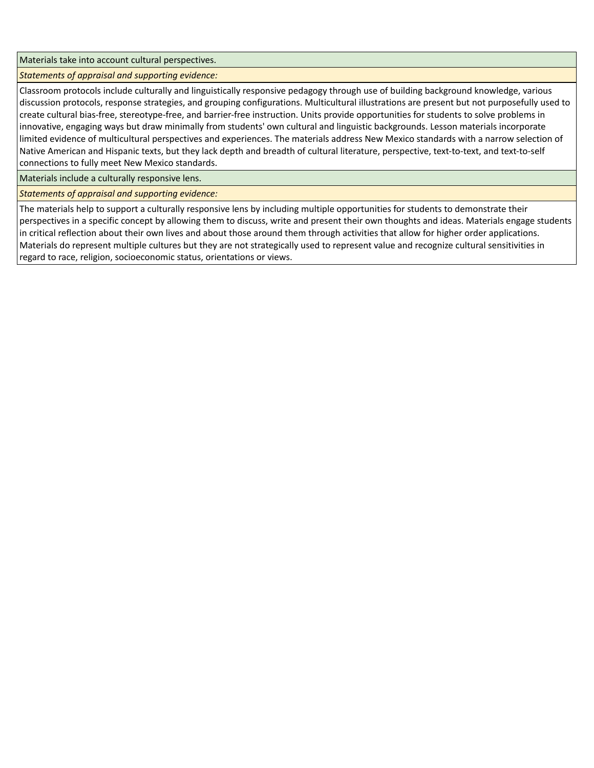| Materials take into account cultural perspectives. |
| --- |
| *Statements of appraisal and supporting evidence:* |
| Classroom protocols include culturally and linguistically responsive pedagogy through use of building background knowledge, various discussion protocols, response strategies, and grouping configurations. Multicultural illustrations are present but not purposefully used to create cultural bias-free, stereotype-free, and barrier-free instruction. Units provide opportunities for students to solve problems in innovative, engaging ways but draw minimally from students' own cultural and linguistic backgrounds. Lesson materials incorporate limited evidence of multicultural perspectives and experiences. The materials address New Mexico standards with a narrow selection of Native American and Hispanic texts, but they lack depth and breadth of cultural literature, perspective, text-to-text, and text-to-self connections to fully meet New Mexico standards. |
| Materials include a culturally responsive lens. |
| *Statements of appraisal and supporting evidence:* |
| The materials help to support a culturally responsive lens by including multiple opportunities for students to demonstrate their perspectives in a specific concept by allowing them to discuss, write and present their own thoughts and ideas. Materials engage students in critical reflection about their own lives and about those around them through activities that allow for higher order applications. Materials do represent multiple cultures but they are not strategically used to represent value and recognize cultural sensitivities in regard to race, religion, socioeconomic status, orientations or views. |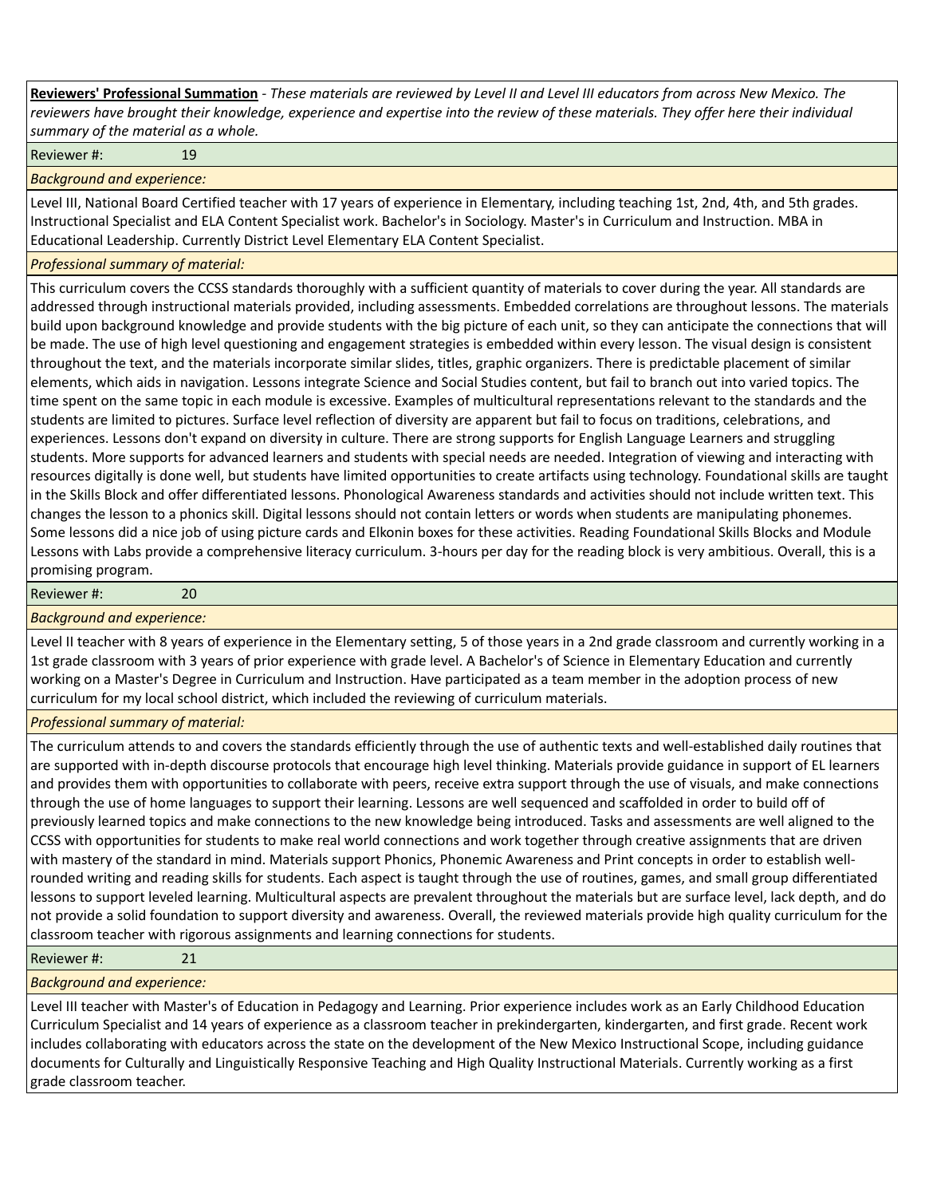**Reviewers' Professional Summation** - *These materials are reviewed by Level II and Level III educators from across New Mexico. The reviewers have brought their knowledge, experience and expertise into the review of these materials. They offer here their individual summary of the material as a whole.*

Reviewer #: 19

*Background and experience:*

Level III, National Board Certified teacher with 17 years of experience in Elementary, including teaching 1st, 2nd, 4th, and 5th grades. Instructional Specialist and ELA Content Specialist work. Bachelor's in Sociology. Master's in Curriculum and Instruction. MBA in Educational Leadership. Currently District Level Elementary ELA Content Specialist.

*Professional summary of material:*

This curriculum covers the CCSS standards thoroughly with a sufficient quantity of materials to cover during the year. All standards are addressed through instructional materials provided, including assessments. Embedded correlations are throughout lessons. The materials build upon background knowledge and provide students with the big picture of each unit, so they can anticipate the connections that will be made. The use of high level questioning and engagement strategies is embedded within every lesson. The visual design is consistent throughout the text, and the materials incorporate similar slides, titles, graphic organizers. There is predictable placement of similar elements, which aids in navigation. Lessons integrate Science and Social Studies content, but fail to branch out into varied topics. The time spent on the same topic in each module is excessive. Examples of multicultural representations relevant to the standards and the students are limited to pictures. Surface level reflection of diversity are apparent but fail to focus on traditions, celebrations, and experiences. Lessons don't expand on diversity in culture. There are strong supports for English Language Learners and struggling students. More supports for advanced learners and students with special needs are needed. Integration of viewing and interacting with resources digitally is done well, but students have limited opportunities to create artifacts using technology. Foundational skills are taught in the Skills Block and offer differentiated lessons. Phonological Awareness standards and activities should not include written text. This changes the lesson to a phonics skill. Digital lessons should not contain letters or words when students are manipulating phonemes. Some lessons did a nice job of using picture cards and Elkonin boxes for these activities. Reading Foundational Skills Blocks and Module Lessons with Labs provide a comprehensive literacy curriculum. 3-hours per day for the reading block is very ambitious. Overall, this is a promising program.

Reviewer #: 20

*Background and experience:*

Level II teacher with 8 years of experience in the Elementary setting, 5 of those years in a 2nd grade classroom and currently working in a 1st grade classroom with 3 years of prior experience with grade level. A Bachelor's of Science in Elementary Education and currently working on a Master's Degree in Curriculum and Instruction. Have participated as a team member in the adoption process of new curriculum for my local school district, which included the reviewing of curriculum materials.

*Professional summary of material:*

The curriculum attends to and covers the standards efficiently through the use of authentic texts and well-established daily routines that are supported with in-depth discourse protocols that encourage high level thinking. Materials provide guidance in support of EL learners and provides them with opportunities to collaborate with peers, receive extra support through the use of visuals, and make connections through the use of home languages to support their learning. Lessons are well sequenced and scaffolded in order to build off of previously learned topics and make connections to the new knowledge being introduced. Tasks and assessments are well aligned to the CCSS with opportunities for students to make real world connections and work together through creative assignments that are driven with mastery of the standard in mind. Materials support Phonics, Phonemic Awareness and Print concepts in order to establish well-rounded writing and reading skills for students. Each aspect is taught through the use of routines, games, and small group differentiated lessons to support leveled learning. Multicultural aspects are prevalent throughout the materials but are surface level, lack depth, and do not provide a solid foundation to support diversity and awareness. Overall, the reviewed materials provide high quality curriculum for the classroom teacher with rigorous assignments and learning connections for students.

Reviewer #: 21

*Background and experience:*

Level III teacher with Master's of Education in Pedagogy and Learning. Prior experience includes work as an Early Childhood Education Curriculum Specialist and 14 years of experience as a classroom teacher in prekindergarten, kindergarten, and first grade. Recent work includes collaborating with educators across the state on the development of the New Mexico Instructional Scope, including guidance documents for Culturally and Linguistically Responsive Teaching and High Quality Instructional Materials. Currently working as a first grade classroom teacher.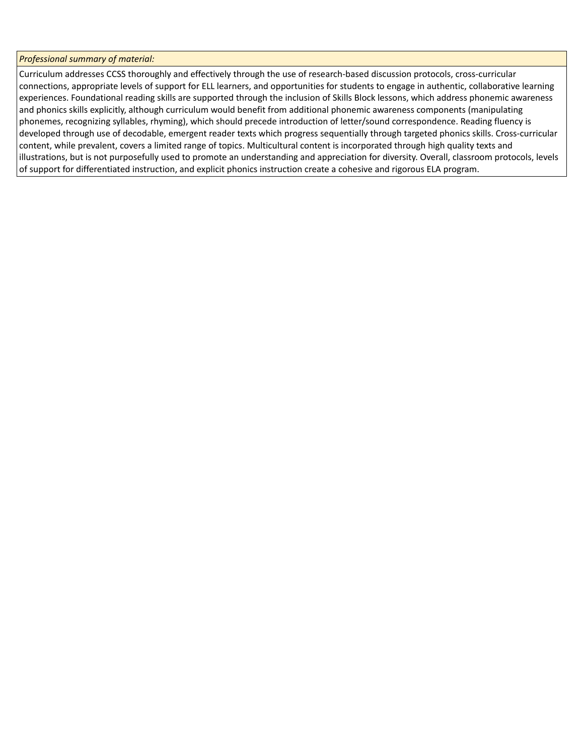| *Professional summary of material:* |
| --- |
| Curriculum addresses CCSS thoroughly and effectively through the use of research-based discussion protocols, cross-curricular connections, appropriate levels of support for ELL learners, and opportunities for students to engage in authentic, collaborative learning experiences. Foundational reading skills are supported through the inclusion of Skills Block lessons, which address phonemic awareness and phonics skills explicitly, although curriculum would benefit from additional phonemic awareness components (manipulating phonemes, recognizing syllables, rhyming), which should precede introduction of letter/sound correspondence. Reading fluency is developed through use of decodable, emergent reader texts which progress sequentially through targeted phonics skills. Cross-curricular content, while prevalent, covers a limited range of topics. Multicultural content is incorporated through high quality texts and illustrations, but is not purposefully used to promote an understanding and appreciation for diversity. Overall, classroom protocols, levels of support for differentiated instruction, and explicit phonics instruction create a cohesive and rigorous ELA program. |